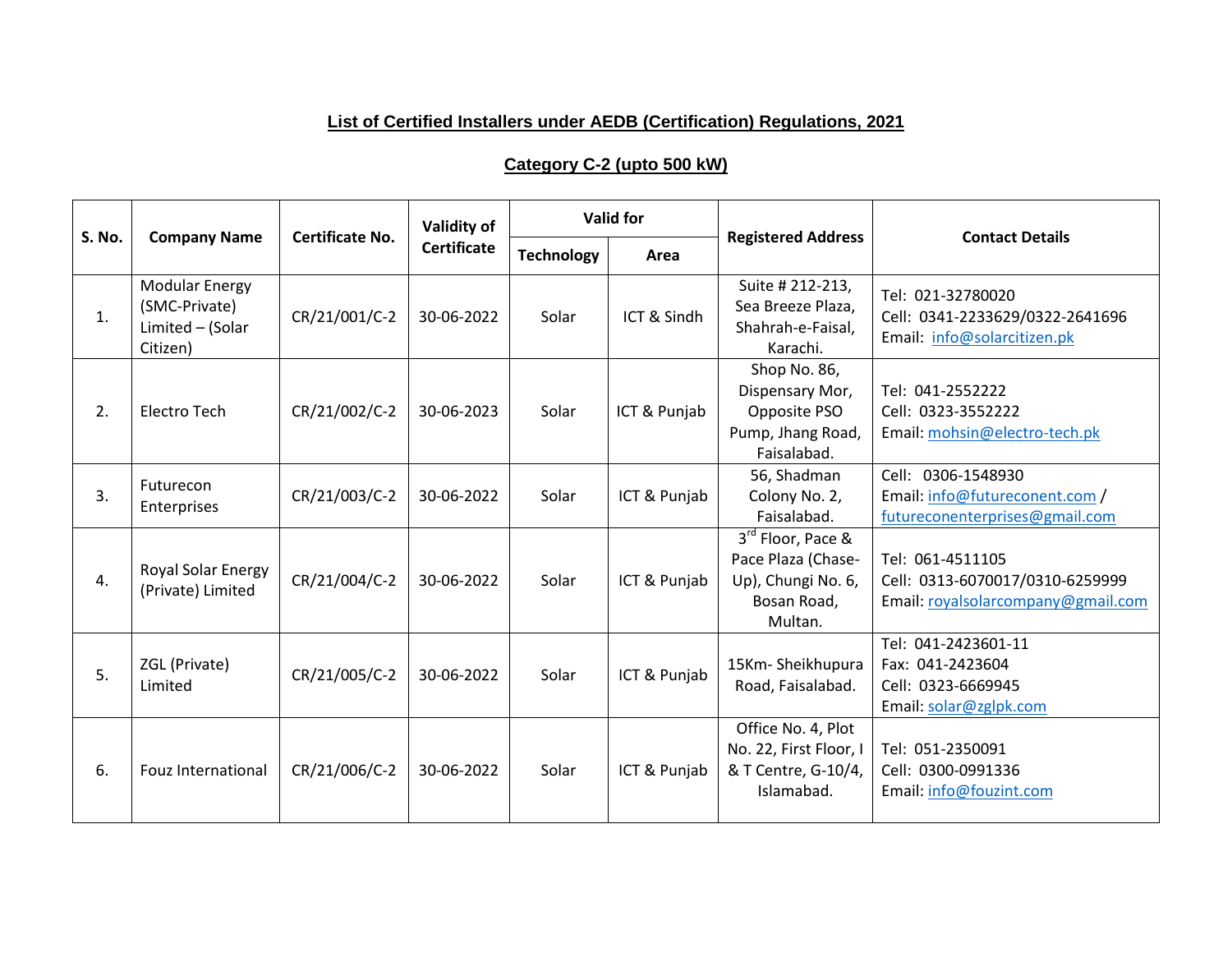## List of Certified Installers under AEDB (Certification) Regulations, 2021

### Category C-2 (upto 500 kW)

| S. No. | Company Name | Certificate No. | Validity of Certificate | Valid for | | Registered Address | Contact Details |
|---|---|---|---|---|---|---|---|
| | | | | Technology | Area | | |
| 1. | Modular Energy (SMC-Private) Limited – (Solar Citizen) | CR/21/001/C-2 | 30-06-2022 | Solar | ICT & Sindh | Suite # 212-213, Sea Breeze Plaza, Shahrah-e-Faisal, Karachi. | Tel: 021-32780020<br>Cell: 0341-2233629/0322-2641696<br>Email: info@solarcitizen.pk |
| 2. | Electro Tech | CR/21/002/C-2 | 30-06-2023 | Solar | ICT & Punjab | Shop No. 86, Dispensary Mor, Opposite PSO Pump, Jhang Road, Faisalabad. | Tel: 041-2552222<br>Cell: 0323-3552222<br>Email: mohsin@electro-tech.pk |
| 3. | Futurecon Enterprises | CR/21/003/C-2 | 30-06-2022 | Solar | ICT & Punjab | 56, Shadman Colony No. 2, Faisalabad. | Cell: 0306-1548930<br>Email: info@futureconent.com / futureconenterprises@gmail.com |
| 4. | Royal Solar Energy (Private) Limited | CR/21/004/C-2 | 30-06-2022 | Solar | ICT & Punjab | 3rd Floor, Pace & Pace Plaza (Chase-Up), Chungi No. 6, Bosan Road, Multan. | Tel: 061-4511105<br>Cell: 0313-6070017/0310-6259999<br>Email: royalsolarcompany@gmail.com |
| 5. | ZGL (Private) Limited | CR/21/005/C-2 | 30-06-2022 | Solar | ICT & Punjab | 15Km- Sheikhupura Road, Faisalabad. | Tel: 041-2423601-11<br>Fax: 041-2423604<br>Cell: 0323-6669945<br>Email: solar@zglpk.com |
| 6. | Fouz International | CR/21/006/C-2 | 30-06-2022 | Solar | ICT & Punjab | Office No. 4, Plot No. 22, First Floor, I & T Centre, G-10/4, Islamabad. | Tel: 051-2350091<br>Cell: 0300-0991336<br>Email: info@fouzint.com |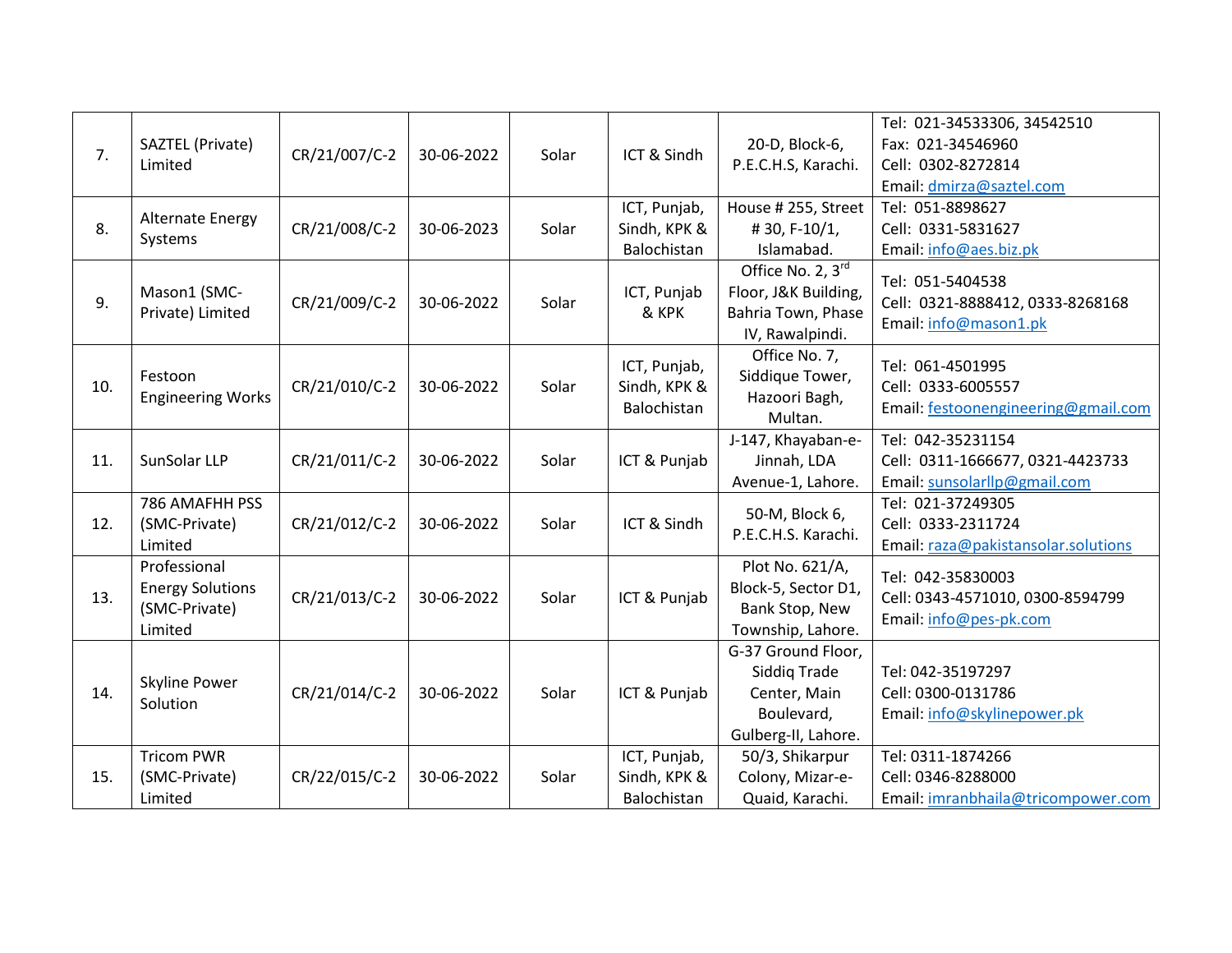| 7. | SAZTEL (Private) Limited | CR/21/007/C-2 | 30-06-2022 | Solar | ICT & Sindh | 20-D, Block-6, P.E.C.H.S, Karachi. | Tel: 021-34533306, 34542510<br>Fax: 021-34546960<br>Cell: 0302-8272814<br>Email: dmirza@saztel.com |
|---|---|---|---|---|---|---|---|
| 8. | Alternate Energy Systems | CR/21/008/C-2 | 30-06-2023 | Solar | ICT, Punjab, Sindh, KPK & Balochistan | House # 255, Street # 30, F-10/1, Islamabad. | Tel: 051-8898627<br>Cell: 0331-5831627<br>Email: info@aes.biz.pk |
| 9. | Mason1 (SMC-Private) Limited | CR/21/009/C-2 | 30-06-2022 | Solar | ICT, Punjab & KPK | Office No. 2, 3rd Floor, J&K Building, Bahria Town, Phase IV, Rawalpindi. | Tel: 051-5404538<br>Cell: 0321-8888412, 0333-8268168<br>Email: info@mason1.pk |
| 10. | Festoon Engineering Works | CR/21/010/C-2 | 30-06-2022 | Solar | ICT, Punjab, Sindh, KPK & Balochistan | Office No. 7, Siddique Tower, Hazoori Bagh, Multan. | Tel: 061-4501995<br>Cell: 0333-6005557<br>Email: festoonengineering@gmail.com |
| 11. | SunSolar LLP | CR/21/011/C-2 | 30-06-2022 | Solar | ICT & Punjab | J-147, Khayaban-e-Jinnah, LDA Avenue-1, Lahore. | Tel: 042-35231154<br>Cell: 0311-1666677, 0321-4423733<br>Email: sunsolarllp@gmail.com |
| 12. | 786 AMAFHH PSS (SMC-Private) Limited | CR/21/012/C-2 | 30-06-2022 | Solar | ICT & Sindh | 50-M, Block 6, P.E.C.H.S. Karachi. | Tel: 021-37249305<br>Cell: 0333-2311724<br>Email: raza@pakistansolar.solutions |
| 13. | Professional Energy Solutions (SMC-Private) Limited | CR/21/013/C-2 | 30-06-2022 | Solar | ICT & Punjab | Plot No. 621/A, Block-5, Sector D1, Bank Stop, New Township, Lahore. | Tel: 042-35830003<br>Cell: 0343-4571010, 0300-8594799<br>Email: info@pes-pk.com |
| 14. | Skyline Power Solution | CR/21/014/C-2 | 30-06-2022 | Solar | ICT & Punjab | G-37 Ground Floor, Siddiq Trade Center, Main Boulevard, Gulberg-II, Lahore. | Tel: 042-35197297<br>Cell: 0300-0131786<br>Email: info@skylinepower.pk |
| 15. | Tricom PWR (SMC-Private) Limited | CR/22/015/C-2 | 30-06-2022 | Solar | ICT, Punjab, Sindh, KPK & Balochistan | 50/3, Shikarpur Colony, Mizar-e-Quaid, Karachi. | Tel: 0311-1874266<br>Cell: 0346-8288000<br>Email: imranbhaila@tricompower.com |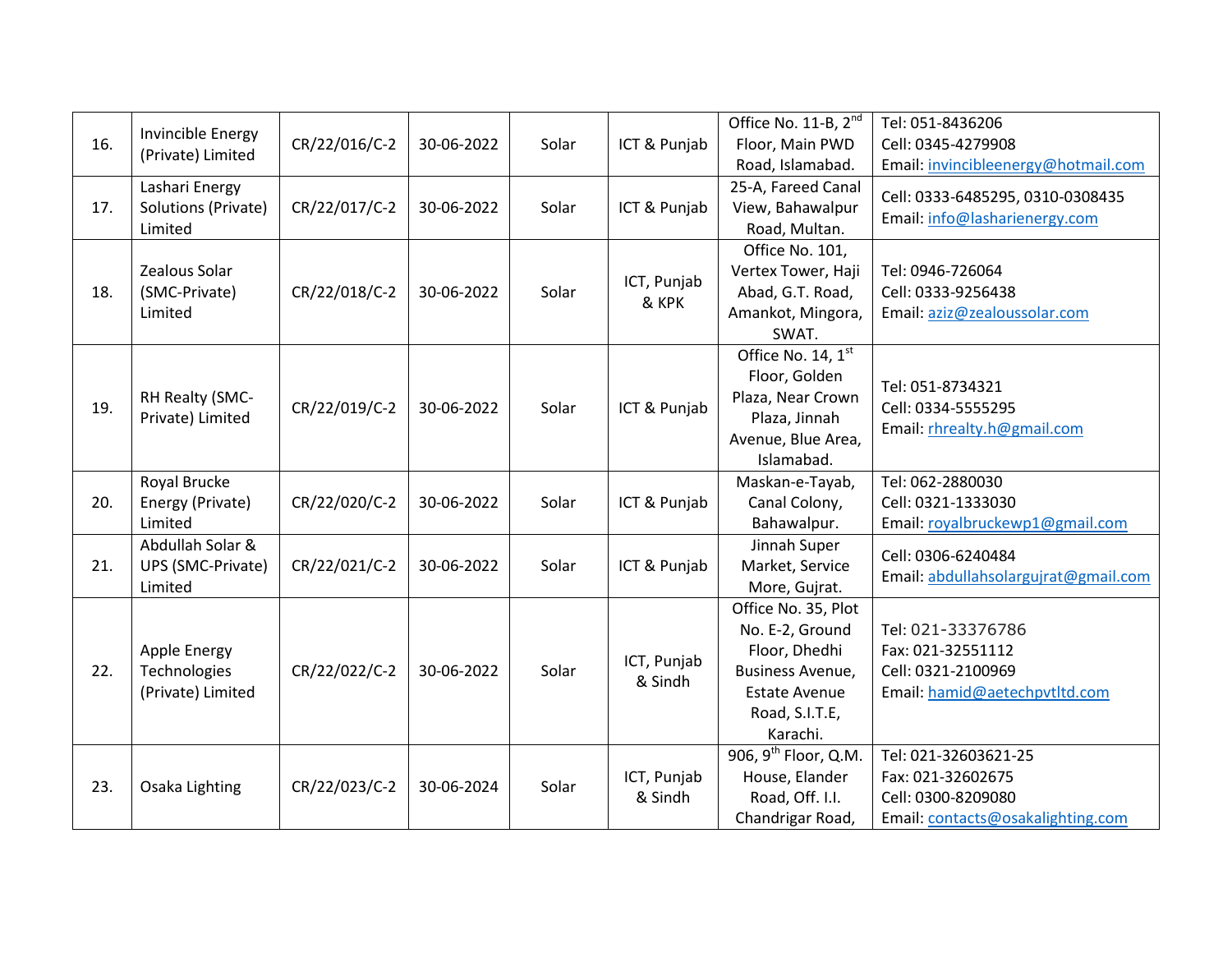| 16. | Invincible Energy (Private) Limited | CR/22/016/C-2 | 30-06-2022 | Solar | ICT & Punjab | Office No. 11-B, 2nd Floor, Main PWD Road, Islamabad. | Tel: 051-8436206<br>Cell: 0345-4279908<br>Email: invincibleenergy@hotmail.com |
|---|---|---|---|---|---|---|---|
| 17. | Lashari Energy Solutions (Private) Limited | CR/22/017/C-2 | 30-06-2022 | Solar | ICT & Punjab | 25-A, Fareed Canal View, Bahawalpur Road, Multan. | Cell: 0333-6485295, 0310-0308435<br>Email: info@lasharienergy.com |
| 18. | Zealous Solar (SMC-Private) Limited | CR/22/018/C-2 | 30-06-2022 | Solar | ICT, Punjab & KPK | Office No. 101, Vertex Tower, Haji Abad, G.T. Road, Amankot, Mingora, SWAT. | Tel: 0946-726064<br>Cell: 0333-9256438<br>Email: aziz@zealoussolar.com |
| 19. | RH Realty (SMC-Private) Limited | CR/22/019/C-2 | 30-06-2022 | Solar | ICT & Punjab | Office No. 14, 1st Floor, Golden Plaza, Near Crown Plaza, Jinnah Avenue, Blue Area, Islamabad. | Tel: 051-8734321<br>Cell: 0334-5555295<br>Email: rhrealty.h@gmail.com |
| 20. | Royal Brucke Energy (Private) Limited | CR/22/020/C-2 | 30-06-2022 | Solar | ICT & Punjab | Maskan-e-Tayab, Canal Colony, Bahawalpur. | Tel: 062-2880030<br>Cell: 0321-1333030<br>Email: royalbruckewp1@gmail.com |
| 21. | Abdullah Solar & UPS (SMC-Private) Limited | CR/22/021/C-2 | 30-06-2022 | Solar | ICT & Punjab | Jinnah Super Market, Service More, Gujrat. | Cell: 0306-6240484<br>Email: abdullahsolargujrat@gmail.com |
| 22. | Apple Energy Technologies (Private) Limited | CR/22/022/C-2 | 30-06-2022 | Solar | ICT, Punjab & Sindh | Office No. 35, Plot No. E-2, Ground Floor, Dhedhi Business Avenue, Estate Avenue Road, S.I.T.E, Karachi. | Tel: 021-33376786<br>Fax: 021-32551112<br>Cell: 0321-2100969<br>Email: hamid@aetechpvtltd.com |
| 23. | Osaka Lighting | CR/22/023/C-2 | 30-06-2024 | Solar | ICT, Punjab & Sindh | 906, 9th Floor, Q.M. House, Elander Road, Off. I.I. Chandrigar Road, | Tel: 021-32603621-25<br>Fax: 021-32602675<br>Cell: 0300-8209080<br>Email: contacts@osakalighting.com |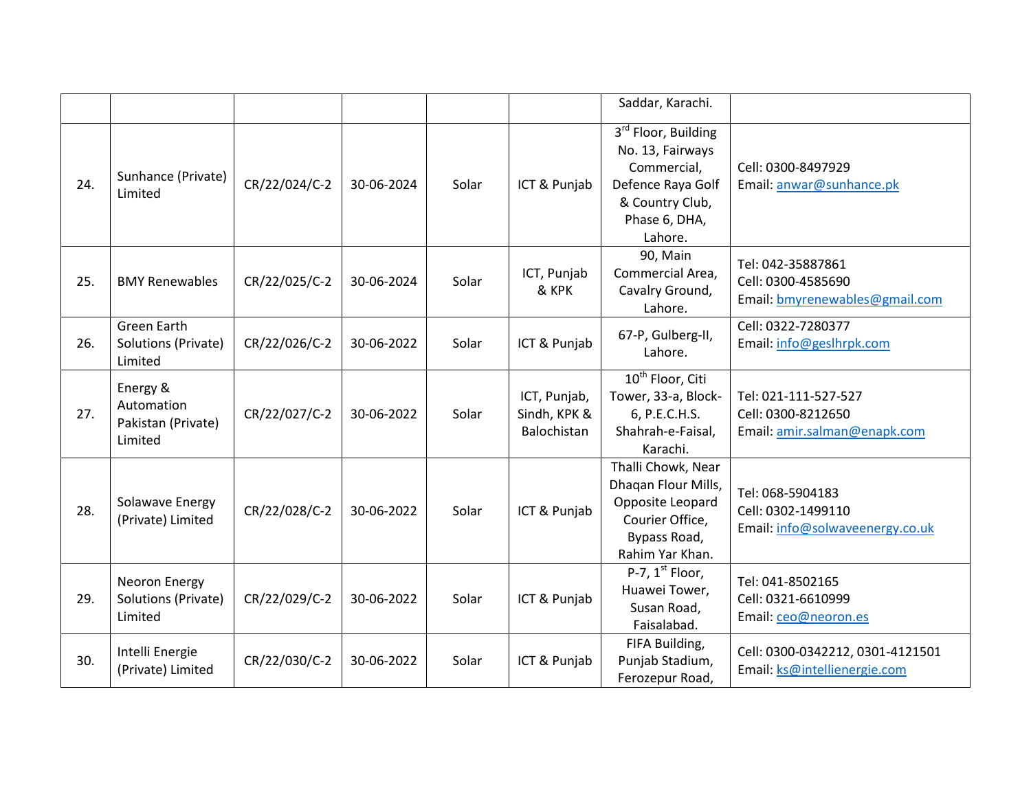| | | | | | | | |
|---|---|---|---|---|---|---|---|
| | | | | | | Saddar, Karachi. | |
| 24. | Sunhance (Private) Limited | CR/22/024/C-2 | 30-06-2024 | Solar | ICT & Punjab | 3rd Floor, Building No. 13, Fairways Commercial, Defence Raya Golf & Country Club, Phase 6, DHA, Lahore. | Cell: 0300-8497929<br>Email: anwar@sunhance.pk |
| 25. | BMY Renewables | CR/22/025/C-2 | 30-06-2024 | Solar | ICT, Punjab & KPK | 90, Main Commercial Area, Cavalry Ground, Lahore. | Tel: 042-35887861<br>Cell: 0300-4585690<br>Email: bmyrenewables@gmail.com |
| 26. | Green Earth Solutions (Private) Limited | CR/22/026/C-2 | 30-06-2022 | Solar | ICT & Punjab | 67-P, Gulberg-II, Lahore. | Cell: 0322-7280377<br>Email: info@geslhrpk.com |
| 27. | Energy & Automation Pakistan (Private) Limited | CR/22/027/C-2 | 30-06-2022 | Solar | ICT, Punjab, Sindh, KPK & Balochistan | 10th Floor, Citi Tower, 33-a, Block-6, P.E.C.H.S. Shahrah-e-Faisal, Karachi. | Tel: 021-111-527-527<br>Cell: 0300-8212650<br>Email: amir.salman@enapk.com |
| 28. | Solawave Energy (Private) Limited | CR/22/028/C-2 | 30-06-2022 | Solar | ICT & Punjab | Thalli Chowk, Near Dhaqan Flour Mills, Opposite Leopard Courier Office, Bypass Road, Rahim Yar Khan. | Tel: 068-5904183<br>Cell: 0302-1499110<br>Email: info@solwaveenergy.co.uk |
| 29. | Neoron Energy Solutions (Private) Limited | CR/22/029/C-2 | 30-06-2022 | Solar | ICT & Punjab | P-7, 1st Floor, Huawei Tower, Susan Road, Faisalabad. | Tel: 041-8502165<br>Cell: 0321-6610999<br>Email: ceo@neoron.es |
| 30. | Intelli Energie (Private) Limited | CR/22/030/C-2 | 30-06-2022 | Solar | ICT & Punjab | FIFA Building, Punjab Stadium, Ferozepur Road, | Cell: 0300-0342212, 0301-4121501<br>Email: ks@intellienergie.com |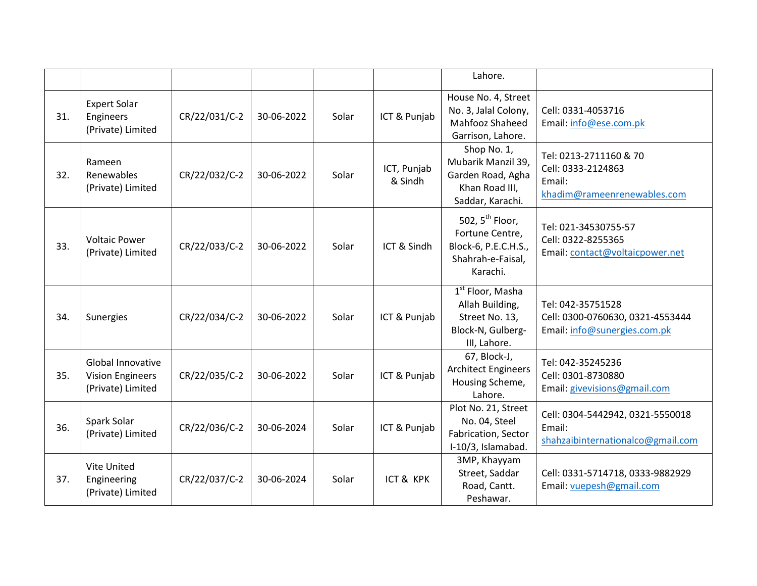| | | | | | | Lahore. | |
|---|---|---|---|---|---|---|---|
| 31. | Expert Solar Engineers (Private) Limited | CR/22/031/C-2 | 30-06-2022 | Solar | ICT & Punjab | House No. 4, Street No. 3, Jalal Colony, Mahfooz Shaheed Garrison, Lahore. | Cell: 0331-4053716<br>Email: info@ese.com.pk |
| 32. | Rameen Renewables (Private) Limited | CR/22/032/C-2 | 30-06-2022 | Solar | ICT, Punjab & Sindh | Shop No. 1, Mubarik Manzil 39, Garden Road, Agha Khan Road III, Saddar, Karachi. | Tel: 0213-2711160 & 70<br>Cell: 0333-2124863<br>Email: khadim@rameenrenewables.com |
| 33. | Voltaic Power (Private) Limited | CR/22/033/C-2 | 30-06-2022 | Solar | ICT & Sindh | 502, 5th Floor, Fortune Centre, Block-6, P.E.C.H.S., Shahrah-e-Faisal, Karachi. | Tel: 021-34530755-57<br>Cell: 0322-8255365<br>Email: contact@voltaicpower.net |
| 34. | Sunergies | CR/22/034/C-2 | 30-06-2022 | Solar | ICT & Punjab | 1st Floor, Masha Allah Building, Street No. 13, Block-N, Gulberg-III, Lahore. | Tel: 042-35751528<br>Cell: 0300-0760630, 0321-4553444<br>Email: info@sunergies.com.pk |
| 35. | Global Innovative Vision Engineers (Private) Limited | CR/22/035/C-2 | 30-06-2022 | Solar | ICT & Punjab | 67, Block-J, Architect Engineers Housing Scheme, Lahore. | Tel: 042-35245236<br>Cell: 0301-8730880<br>Email: givevisions@gmail.com |
| 36. | Spark Solar (Private) Limited | CR/22/036/C-2 | 30-06-2024 | Solar | ICT & Punjab | Plot No. 21, Street No. 04, Steel Fabrication, Sector I-10/3, Islamabad. | Cell: 0304-5442942, 0321-5550018<br>Email: shahzaibinternationalco@gmail.com |
| 37. | Vite United Engineering (Private) Limited | CR/22/037/C-2 | 30-06-2024 | Solar | ICT & KPK | 3MP, Khayyam Street, Saddar Road, Cantt. Peshawar. | Cell: 0331-5714718, 0333-9882929<br>Email: vuepesh@gmail.com |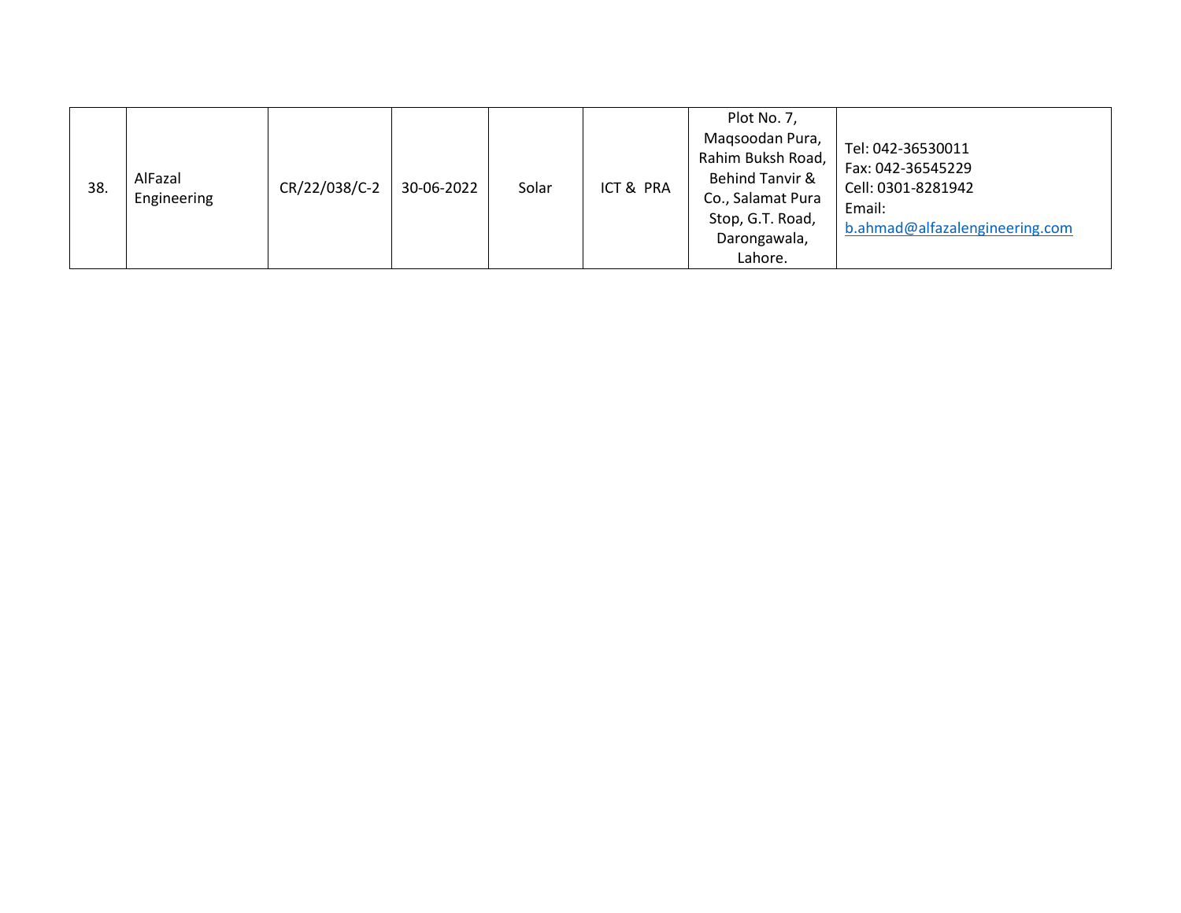| | | | | | | | |
|---|---|---|---|---|---|---|---|
| 38. | AlFazal Engineering | CR/22/038/C-2 | 30-06-2022 | Solar | ICT & PRA | Plot No. 7, Maqsoodan Pura, Rahim Buksh Road, Behind Tanvir & Co., Salamat Pura Stop, G.T. Road, Darongawala, Lahore. | Tel: 042-36530011<br>Fax: 042-36545229<br>Cell: 0301-8281942<br>Email: b.ahmad@alfazalengineering.com |